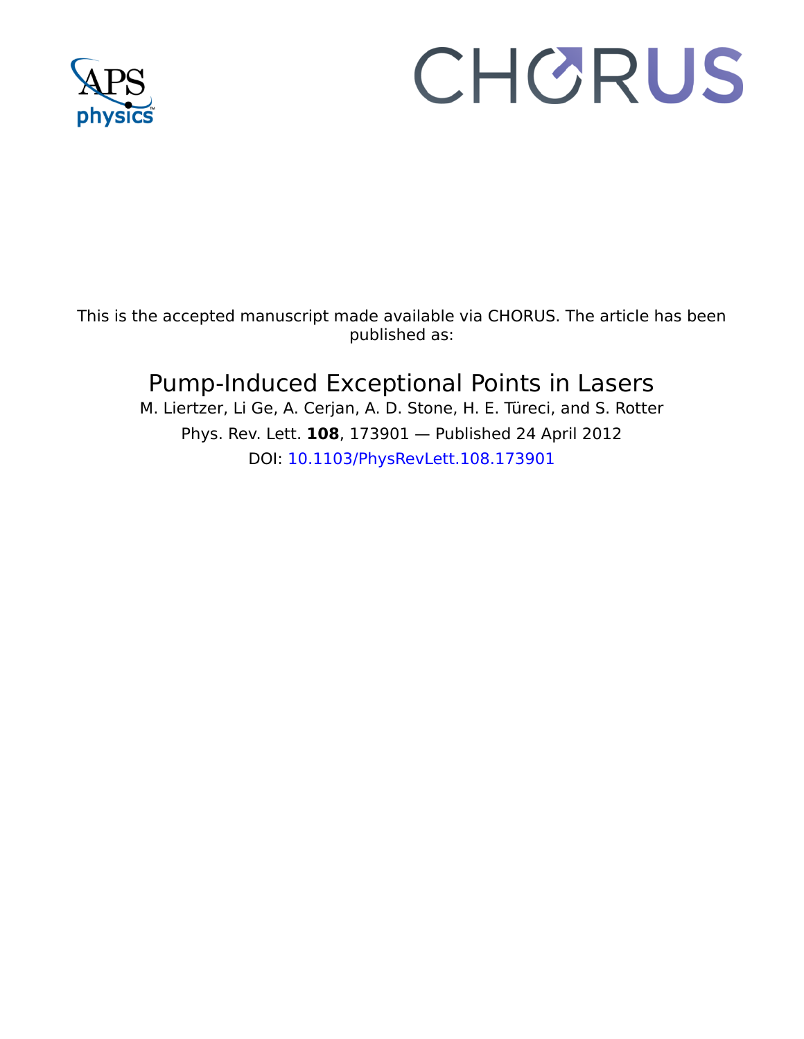This is the accepted manuscript made available via CHORUS. The article has been published as:

# Pump-Induced Exceptional Points in Lasers

M. Liertzer, Li Ge, A. Cerjan, A. D. Stone, H. E. Türeci, and S. Rotter

Phys. Rev. Lett. **108**, 173901 — Published 24 April 2012

DOI: 10.1103/PhysRevLett.108.173901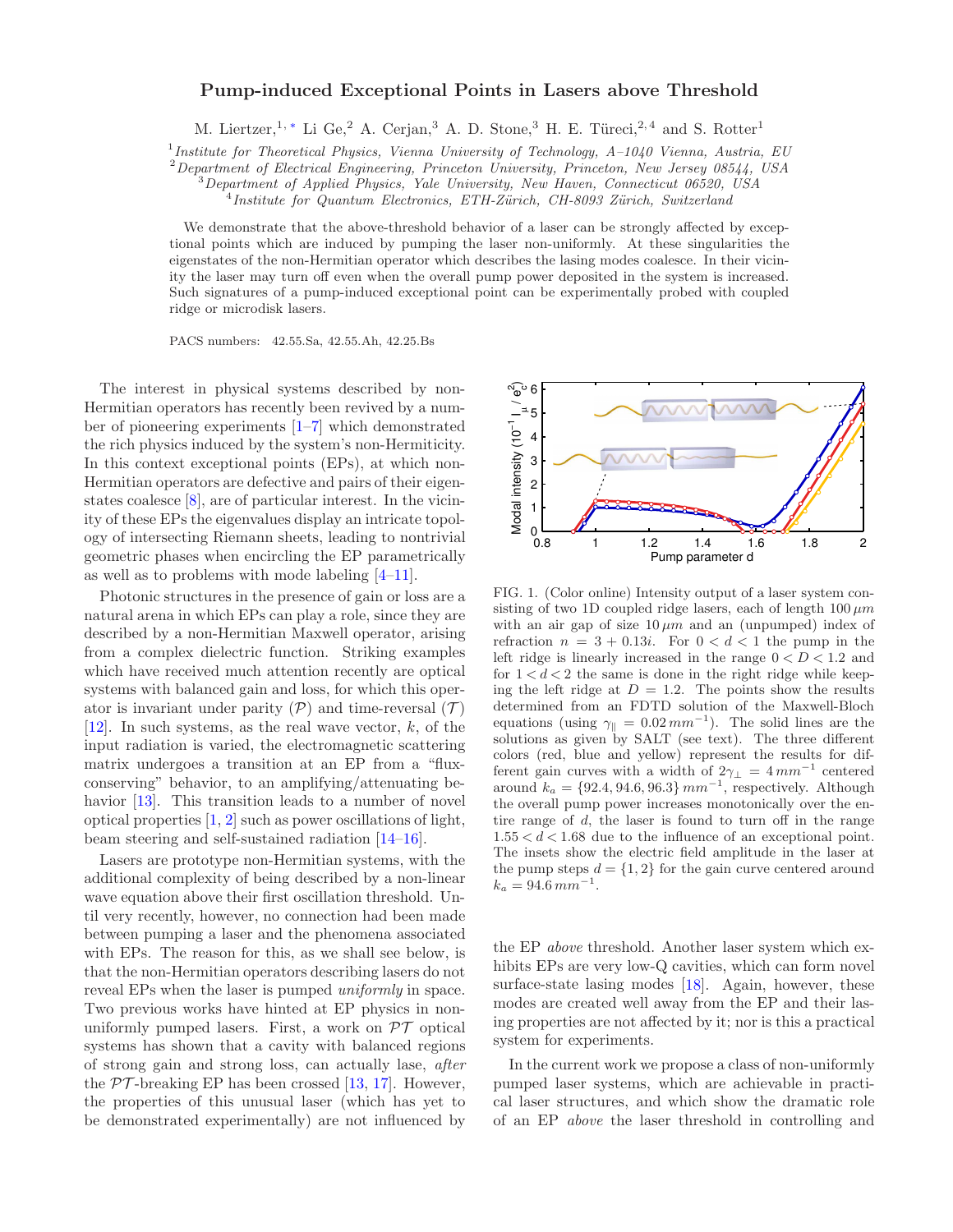# Pump-induced Exceptional Points in Lasers above Threshold

M. Liertzer,[1,*] Li Ge,[2] A. Cerjan,[3] A. D. Stone,[3] H. E. Türeci,[2,4] and S. Rotter[1]

[1]*Institute for Theoretical Physics, Vienna University of Technology, A–1040 Vienna, Austria, EU*
[2]*Department of Electrical Engineering, Princeton University, Princeton, New Jersey 08544, USA*
[3]*Department of Applied Physics, Yale University, New Haven, Connecticut 06520, USA*
[4]*Institute for Quantum Electronics, ETH-Zürich, CH-8093 Zürich, Switzerland*

We demonstrate that the above-threshold behavior of a laser can be strongly affected by exceptional points which are induced by pumping the laser non-uniformly. At these singularities the eigenstates of the non-Hermitian operator which describes the lasing modes coalesce. In their vicinity the laser may turn off even when the overall pump power deposited in the system is increased. Such signatures of a pump-induced exceptional point can be experimentally probed with coupled ridge or microdisk lasers.

PACS numbers: 42.55.Sa, 42.55.Ah, 42.25.Bs

The interest in physical systems described by non-Hermitian operators has recently been revived by a number of pioneering experiments [1–7] which demonstrated the rich physics induced by the system's non-Hermiticity. In this context exceptional points (EPs), at which non-Hermitian operators are defective and pairs of their eigenstates coalesce [8], are of particular interest. In the vicinity of these EPs the eigenvalues display an intricate topology of intersecting Riemann sheets, leading to nontrivial geometric phases when encircling the EP parametrically as well as to problems with mode labeling [4–11].

Photonic structures in the presence of gain or loss are a natural arena in which EPs can play a role, since they are described by a non-Hermitian Maxwell operator, arising from a complex dielectric function. Striking examples which have received much attention recently are optical systems with balanced gain and loss, for which this operator is invariant under parity ($\mathcal{P}$) and time-reversal ($\mathcal{T}$) [12]. In such systems, as the real wave vector, $k$, of the input radiation is varied, the electromagnetic scattering matrix undergoes a transition at an EP from a "flux-conserving" behavior, to an amplifying/attenuating behavior [13]. This transition leads to a number of novel optical properties [1, 2] such as power oscillations of light, beam steering and self-sustained radiation [14–16].

Lasers are prototype non-Hermitian systems, with the additional complexity of being described by a non-linear wave equation above their first oscillation threshold. Until very recently, however, no connection had been made between pumping a laser and the phenomena associated with EPs. The reason for this, as we shall see below, is that the non-Hermitian operators describing lasers do not reveal EPs when the laser is pumped *uniformly* in space. Two previous works have hinted at EP physics in non-uniformly pumped lasers. First, a work on $\mathcal{PT}$ optical systems has shown that a cavity with balanced regions of strong gain and strong loss, can actually lase, *after* the $\mathcal{PT}$-breaking EP has been crossed [13, 17]. However, the properties of this unusual laser (which has yet to be demonstrated experimentally) are not influenced by the EP *above* threshold. Another laser system which exhibits EPs are very low-Q cavities, which can form novel surface-state lasing modes [18]. Again, however, these modes are created well away from the EP and their lasing properties are not affected by it; nor is this a practical system for experiments.

In the current work we propose a class of non-uniformly pumped laser systems, which are achievable in practical laser structures, and which show the dramatic role of an EP *above* the laser threshold in controlling and

FIG. 1. (Color online) Intensity output of a laser system consisting of two 1D coupled ridge lasers, each of length $100\,\mu m$ with an air gap of size $10\,\mu m$ and an (unpumped) index of refraction $n = 3 + 0.13i$. For $0 < d < 1$ the pump in the left ridge is linearly increased in the range $0 < D < 1.2$ and for $1 < d < 2$ the same is done in the right ridge while keeping the left ridge at $D = 1.2$. The points show the results determined from an FDTD solution of the Maxwell-Bloch equations (using $\gamma_\parallel = 0.02\,mm^{-1}$). The solid lines are the solutions as given by SALT (see text). The three different colors (red, blue and yellow) represent the results for different gain curves with a width of $2\gamma_\perp = 4\,mm^{-1}$ centered around $k_a = \{92.4, 94.6, 96.3\}\,mm^{-1}$, respectively. Although the overall pump power increases monotonically over the entire range of $d$, the laser is found to turn off in the range $1.55 < d < 1.68$ due to the influence of an exceptional point. The insets show the electric field amplitude in the laser at the pump steps $d = \{1, 2\}$ for the gain curve centered around $k_a = 94.6\,mm^{-1}$.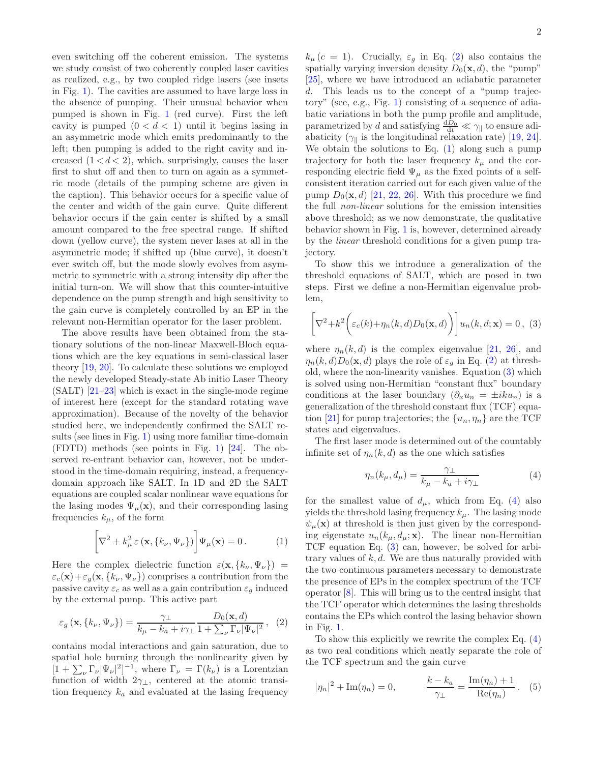even switching off the coherent emission. The systems we study consist of two coherently coupled laser cavities as realized, e.g., by two coupled ridge lasers (see insets in Fig. 1). The cavities are assumed to have large loss in the absence of pumping. Their unusual behavior when pumped is shown in Fig. 1 (red curve). First the left cavity is pumped ($0 < d < 1$) until it begins lasing in an asymmetric mode which emits predominantly to the left; then pumping is added to the right cavity and increased ($1 < d < 2$), which, surprisingly, causes the laser first to shut off and then to turn on again as a symmetric mode (details of the pumping scheme are given in the caption). This behavior occurs for a specific value of the center and width of the gain curve. Quite different behavior occurs if the gain center is shifted by a small amount compared to the free spectral range. If shifted down (yellow curve), the system never lases at all in the asymmetric mode; if shifted up (blue curve), it doesn't ever switch off, but the mode slowly evolves from asymmetric to symmetric with a strong intensity dip after the initial turn-on. We will show that this counter-intuitive dependence on the pump strength and high sensitivity to the gain curve is completely controlled by an EP in the relevant non-Hermitian operator for the laser problem.

The above results have been obtained from the stationary solutions of the non-linear Maxwell-Bloch equations which are the key equations in semi-classical laser theory [19, 20]. To calculate these solutions we employed the newly developed Steady-state Ab initio Laser Theory (SALT) [21–23] which is exact in the single-mode regime of interest here (except for the standard rotating wave approximation). Because of the novelty of the behavior studied here, we independently confirmed the SALT results (see lines in Fig. 1) using more familiar time-domain (FDTD) methods (see points in Fig. 1) [24]. The observed re-entrant behavior can, however, not be understood in the time-domain requiring, instead, a frequency-domain approach like SALT. In 1D and 2D the SALT equations are coupled scalar nonlinear wave equations for the lasing modes $\Psi_\mu(\mathbf{x})$, and their corresponding lasing frequencies $k_\mu$, of the form

$$\left[\nabla^2 + k_\mu^2\, \varepsilon\left(\mathbf{x}, \{k_\nu, \Psi_\nu\}\right)\right]\Psi_\mu(\mathbf{x}) = 0\,. \tag{1}$$

Here the complex dielectric function $\varepsilon(\mathbf{x}, \{k_\nu, \Psi_\nu\}) = \varepsilon_c(\mathbf{x}) + \varepsilon_g(\mathbf{x}, \{k_\nu, \Psi_\nu\})$ comprises a contribution from the passive cavity $\varepsilon_c$ as well as a gain contribution $\varepsilon_g$ induced by the external pump. This active part

$$\varepsilon_g\left(\mathbf{x}, \{k_\nu, \Psi_\nu\}\right) = \frac{\gamma_\perp}{k_\mu - k_a + i\gamma_\perp}\,\frac{D_0(\mathbf{x}, d)}{1 + \sum_\nu \Gamma_\nu |\Psi_\nu|^2}\,, \tag{2}$$

contains modal interactions and gain saturation, due to spatial hole burning through the nonlinearity given by $[1 + \sum_\nu \Gamma_\nu |\Psi_\nu|^2]^{-1}$, where $\Gamma_\nu = \Gamma(k_\nu)$ is a Lorentzian function of width $2\gamma_\perp$, centered at the atomic transition frequency $k_a$ and evaluated at the lasing frequency $k_\mu$ ($c = 1$). Crucially, $\varepsilon_g$ in Eq. (2) also contains the spatially varying inversion density $D_0(\mathbf{x}, d)$, the "pump" [25], where we have introduced an adiabatic parameter $d$. This leads us to the concept of a "pump trajectory" (see, e.g., Fig. 1) consisting of a sequence of adiabatic variations in both the pump profile and amplitude, parametrized by $d$ and satisfying $\frac{\mathrm{d}D_0}{\mathrm{d}t} \ll \gamma_\parallel$ to ensure adiabaticity ($\gamma_\parallel$ is the longitudinal relaxation rate) [19, 24]. We obtain the solutions to Eq. (1) along such a pump trajectory for both the laser frequency $k_\mu$ and the corresponding electric field $\Psi_\mu$ as the fixed points of a self-consistent iteration carried out for each given value of the pump $D_0(\mathbf{x}, d)$ [21, 22, 26]. With this procedure we find the full *non-linear* solutions for the emission intensities above threshold; as we now demonstrate, the qualitative behavior shown in Fig. 1 is, however, determined already by the *linear* threshold conditions for a given pump trajectory.

To show this we introduce a generalization of the threshold equations of SALT, which are posed in two steps. First we define a non-Hermitian eigenvalue problem,

$$\left[\nabla^2 + k^2\Big(\varepsilon_c(k) + \eta_n(k, d) D_0(\mathbf{x}, d)\Big)\right] u_n(k, d; \mathbf{x}) = 0\,, \tag{3}$$

where $\eta_n(k, d)$ is the complex eigenvalue [21, 26], and $\eta_n(k, d) D_0(\mathbf{x}, d)$ plays the role of $\varepsilon_g$ in Eq. (2) at threshold, where the non-linearity vanishes. Equation (3) which is solved using non-Hermitian "constant flux" boundary conditions at the laser boundary ($\partial_x u_n = \pm i k u_n$) is a generalization of the threshold constant flux (TCF) equation [21] for pump trajectories; the $\{u_n, \eta_n\}$ are the TCF states and eigenvalues.

The first laser mode is determined out of the countably infinite set of $\eta_n(k, d)$ as the one which satisfies

$$\eta_n(k_\mu, d_\mu) = \frac{\gamma_\perp}{k_\mu - k_a + i\gamma_\perp} \tag{4}$$

for the smallest value of $d_\mu$, which from Eq. (4) also yields the threshold lasing frequency $k_\mu$. The lasing mode $\psi_\mu(\mathbf{x})$ at threshold is then just given by the corresponding eigenstate $u_n(k_\mu, d_\mu; \mathbf{x})$. The linear non-Hermitian TCF equation Eq. (3) can, however, be solved for arbitrary values of $k, d$. We are thus naturally provided with the two continuous parameters necessary to demonstrate the presence of EPs in the complex spectrum of the TCF operator [8]. This will bring us to the central insight that the TCF operator which determines the lasing thresholds contains the EPs which control the lasing behavior shown in Fig. 1.

To show this explicitly we rewrite the complex Eq. (4) as two real conditions which neatly separate the role of the TCF spectrum and the gain curve

$$|\eta_n|^2 + \mathrm{Im}(\eta_n) = 0, \qquad \frac{k - k_a}{\gamma_\perp} = \frac{\mathrm{Im}(\eta_n) + 1}{\mathrm{Re}(\eta_n)}\,. \tag{5}$$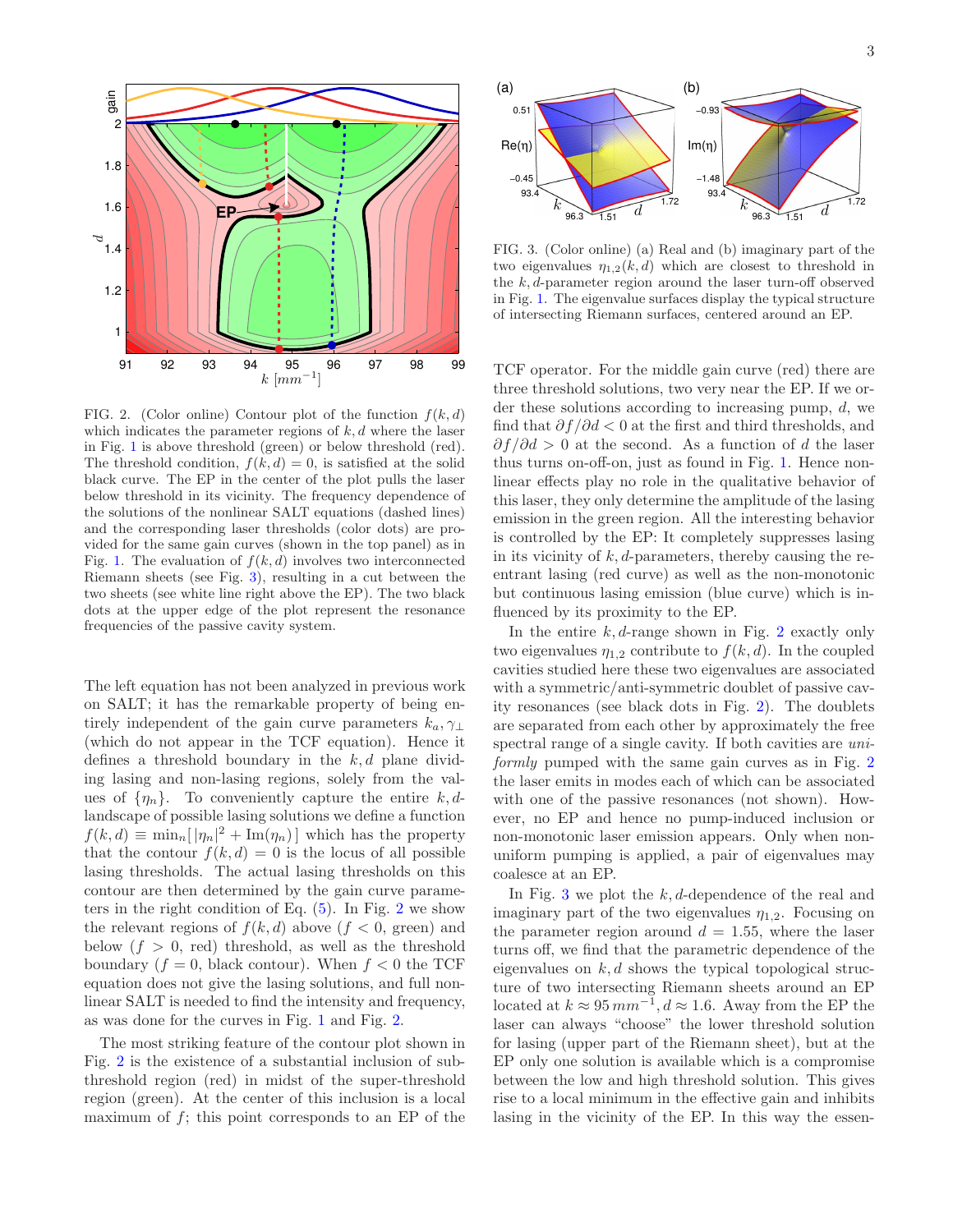FIG. 2. (Color online) Contour plot of the function $f(k,d)$ which indicates the parameter regions of $k,d$ where the laser in Fig. 1 is above threshold (green) or below threshold (red). The threshold condition, $f(k,d) = 0$, is satisfied at the solid black curve. The EP in the center of the plot pulls the laser below threshold in its vicinity. The frequency dependence of the solutions of the nonlinear SALT equations (dashed lines) and the corresponding laser thresholds (color dots) are provided for the same gain curves (shown in the top panel) as in Fig. 1. The evaluation of $f(k,d)$ involves two interconnected Riemann sheets (see Fig. 3), resulting in a cut between the two sheets (see white line right above the EP). The two black dots at the upper edge of the plot represent the resonance frequencies of the passive cavity system.

The left equation has not been analyzed in previous work on SALT; it has the remarkable property of being entirely independent of the gain curve parameters $k_a, \gamma_\perp$ (which do not appear in the TCF equation). Hence it defines a threshold boundary in the $k,d$ plane dividing lasing and non-lasing regions, solely from the values of $\{\eta_n\}$. To conveniently capture the entire $k,d$-landscape of possible lasing solutions we define a function $f(k,d) \equiv \min_n[\,|\eta_n|^2 + \mathrm{Im}(\eta_n)\,]$ which has the property that the contour $f(k,d) = 0$ is the locus of all possible lasing thresholds. The actual lasing thresholds on this contour are then determined by the gain curve parameters in the right condition of Eq. (5). In Fig. 2 we show the relevant regions of $f(k,d)$ above ($f < 0$, green) and below ($f > 0$, red) threshold, as well as the threshold boundary ($f = 0$, black contour). When $f < 0$ the TCF equation does not give the lasing solutions, and full nonlinear SALT is needed to find the intensity and frequency, as was done for the curves in Fig. 1 and Fig. 2.

The most striking feature of the contour plot shown in Fig. 2 is the existence of a substantial inclusion of subthreshold region (red) in midst of the super-threshold region (green). At the center of this inclusion is a local maximum of $f$; this point corresponds to an EP of the TCF operator. For the middle gain curve (red) there are three threshold solutions, two very near the EP. If we order these solutions according to increasing pump, $d$, we find that $\partial f/\partial d < 0$ at the first and third thresholds, and $\partial f/\partial d > 0$ at the second. As a function of $d$ the laser thus turns on-off-on, just as found in Fig. 1. Hence nonlinear effects play no role in the qualitative behavior of this laser, they only determine the amplitude of the lasing emission in the green region. All the interesting behavior is controlled by the EP: It completely suppresses lasing in its vicinity of $k,d$-parameters, thereby causing the reentrant lasing (red curve) as well as the non-monotonic but continuous lasing emission (blue curve) which is influenced by its proximity to the EP.

In the entire $k,d$-range shown in Fig. 2 exactly only two eigenvalues $\eta_{1,2}$ contribute to $f(k,d)$. In the coupled cavities studied here these two eigenvalues are associated with a symmetric/anti-symmetric doublet of passive cavity resonances (see black dots in Fig. 2). The doublets are separated from each other by approximately the free spectral range of a single cavity. If both cavities are *uniformly* pumped with the same gain curves as in Fig. 2 the laser emits in modes each of which can be associated with one of the passive resonances (not shown). However, no EP and hence no pump-induced inclusion or non-monotonic laser emission appears. Only when non-uniform pumping is applied, a pair of eigenvalues may coalesce at an EP.

FIG. 3. (Color online) (a) Real and (b) imaginary part of the two eigenvalues $\eta_{1,2}(k,d)$ which are closest to threshold in the $k,d$-parameter region around the laser turn-off observed in Fig. 1. The eigenvalue surfaces display the typical structure of intersecting Riemann surfaces, centered around an EP.

In Fig. 3 we plot the $k,d$-dependence of the real and imaginary part of the two eigenvalues $\eta_{1,2}$. Focusing on the parameter region around $d = 1.55$, where the laser turns off, we find that the parametric dependence of the eigenvalues on $k,d$ shows the typical topological structure of two intersecting Riemann sheets around an EP located at $k \approx 95\,mm^{-1}, d \approx 1.6$. Away from the EP the laser can always "choose" the lower threshold solution for lasing (upper part of the Riemann sheet), but at the EP only one solution is available which is a compromise between the low and high threshold solution. This gives rise to a local minimum in the effective gain and inhibits lasing in the vicinity of the EP. In this way the essen-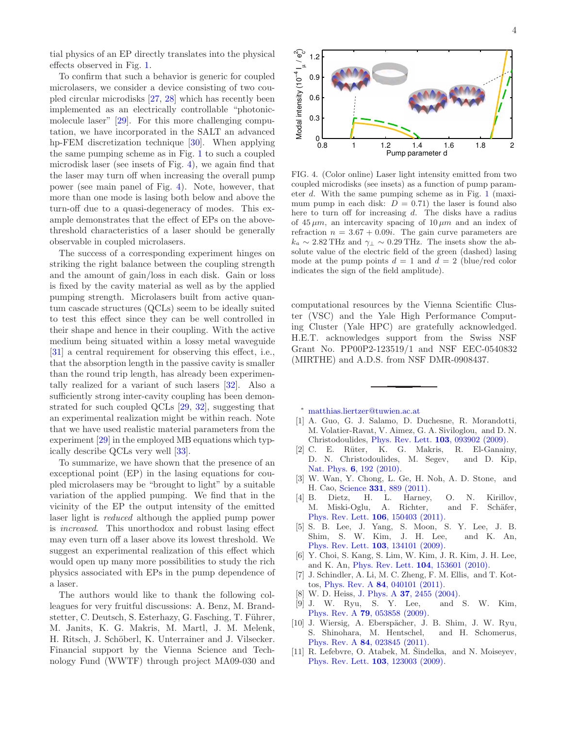tial physics of an EP directly translates into the physical effects observed in Fig. 1.

To confirm that such a behavior is generic for coupled microlasers, we consider a device consisting of two coupled circular microdisks [27, 28] which has recently been implemented as an electrically controllable "photonic-molecule laser" [29]. For this more challenging computation, we have incorporated in the SALT an advanced hp-FEM discretization technique [30]. When applying the same pumping scheme as in Fig. 1 to such a coupled microdisk laser (see insets of Fig. 4), we again find that the laser may turn off when increasing the overall pump power (see main panel of Fig. 4). Note, however, that more than one mode is lasing both below and above the turn-off due to a quasi-degeneracy of modes. This example demonstrates that the effect of EPs on the above-threshold characteristics of a laser should be generally observable in coupled microlasers.

The success of a corresponding experiment hinges on striking the right balance between the coupling strength and the amount of gain/loss in each disk. Gain or loss is fixed by the cavity material as well as by the applied pumping strength. Microlasers built from active quantum cascade structures (QCLs) seem to be ideally suited to test this effect since they can be well controlled in their shape and hence in their coupling. With the active medium being situated within a lossy metal waveguide [31] a central requirement for observing this effect, i.e., that the absorption length in the passive cavity is smaller than the round trip length, has already been experimentally realized for a variant of such lasers [32]. Also a sufficiently strong inter-cavity coupling has been demonstrated for such coupled QCLs [29, 32], suggesting that an experimental realization might be within reach. Note that we have used realistic material parameters from the experiment [29] in the employed MB equations which typically describe QCLs very well [33].

To summarize, we have shown that the presence of an exceptional point (EP) in the lasing equations for coupled microlasers may be "brought to light" by a suitable variation of the applied pumping. We find that in the vicinity of the EP the output intensity of the emitted laser light is *reduced* although the applied pump power is *increased*. This unorthodox and robust lasing effect may even turn off a laser above its lowest threshold. We suggest an experimental realization of this effect which would open up many more possibilities to study the rich physics associated with EPs in the pump dependence of a laser.

The authors would like to thank the following colleagues for very fruitful discussions: A. Benz, M. Brandstetter, C. Deutsch, S. Esterhazy, G. Fasching, T. Führer, M. Janits, K. G. Makris, M. Martl, J. M. Melenk, H. Ritsch, J. Schöberl, K. Unterrainer and J. Vilsecker. Financial support by the Vienna Science and Technology Fund (WWTF) through project MA09-030 and computational resources by the Vienna Scientific Cluster (VSC) and the Yale High Performance Computing Cluster (Yale HPC) are gratefully acknowledged. H.E.T. acknowledges support from the Swiss NSF Grant No. PP00P2-123519/1 and NSF EEC-0540832 (MIRTHE) and A.D.S. from NSF DMR-0908437.

FIG. 4. (Color online) Laser light intensity emitted from two coupled microdisks (see insets) as a function of pump parameter $d$. With the same pumping scheme as in Fig. 1 (maximum pump in each disk: $D = 0.71$) the laser is found also here to turn off for increasing $d$. The disks have a radius of $45\,\mu m$, an intercavity spacing of $10\,\mu m$ and an index of refraction $n = 3.67 + 0.09i$. The gain curve parameters are $k_a \sim 2.82$ THz and $\gamma_\perp \sim 0.29$ THz. The insets show the absolute value of the electric field of the green (dashed) lasing mode at the pump points $d = 1$ and $d = 2$ (blue/red color indicates the sign of the field amplitude).

---

\* matthias.liertzer@tuwien.ac.at

[1] A. Guo, G. J. Salamo, D. Duchesne, R. Morandotti, M. Volatier-Ravat, V. Aimez, G. A. Siviloglou, and D. N. Christodoulides, Phys. Rev. Lett. **103**, 093902 (2009).

[2] C. E. Rüter, K. G. Makris, R. El-Ganainy, D. N. Christodoulides, M. Segev, and D. Kip, Nat. Phys. **6**, 192 (2010).

[3] W. Wan, Y. Chong, L. Ge, H. Noh, A. D. Stone, and H. Cao, Science **331**, 889 (2011).

[4] B. Dietz, H. L. Harney, O. N. Kirillov, M. Miski-Oglu, A. Richter, and F. Schäfer, Phys. Rev. Lett. **106**, 150403 (2011).

[5] S. B. Lee, J. Yang, S. Moon, S. Y. Lee, J. B. Shim, S. W. Kim, J. H. Lee, and K. An, Phys. Rev. Lett. **103**, 134101 (2009).

[6] Y. Choi, S. Kang, S. Lim, W. Kim, J. R. Kim, J. H. Lee, and K. An, Phys. Rev. Lett. **104**, 153601 (2010).

[7] J. Schindler, A. Li, M. C. Zheng, F. M. Ellis, and T. Kottos, Phys. Rev. A **84**, 040101 (2011).

[8] W. D. Heiss, J. Phys. A **37**, 2455 (2004).

[9] J. W. Ryu, S. Y. Lee, and S. W. Kim, Phys. Rev. A **79**, 053858 (2009).

[10] J. Wiersig, A. Eberspächer, J. B. Shim, J. W. Ryu, S. Shinohara, M. Hentschel, and H. Schomerus, Phys. Rev. A **84**, 023845 (2011).

[11] R. Lefebvre, O. Atabek, M. Šindelka, and N. Moiseyev, Phys. Rev. Lett. **103**, 123003 (2009).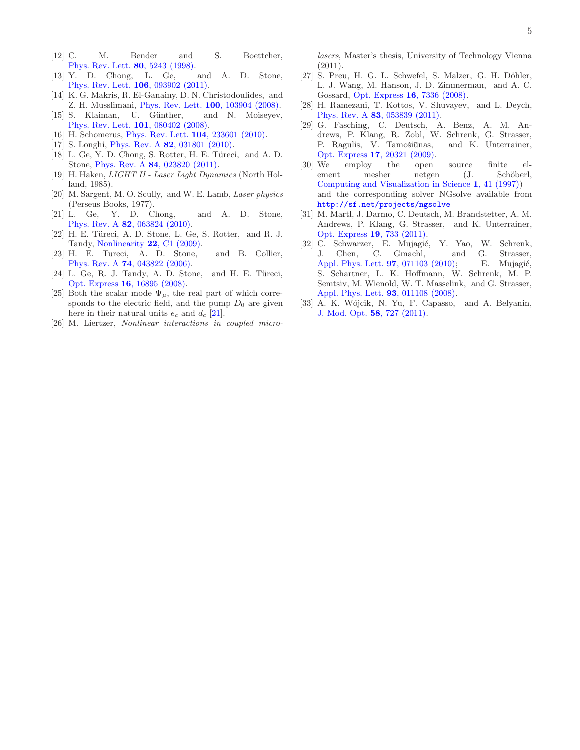[12] C. M. Bender and S. Boettcher, Phys. Rev. Lett. **80**, 5243 (1998).

[13] Y. D. Chong, L. Ge, and A. D. Stone, Phys. Rev. Lett. **106**, 093902 (2011).

[14] K. G. Makris, R. El-Ganainy, D. N. Christodoulides, and Z. H. Musslimani, Phys. Rev. Lett. **100**, 103904 (2008).

[15] S. Klaiman, U. Günther, and N. Moiseyev, Phys. Rev. Lett. **101**, 080402 (2008).

[16] H. Schomerus, Phys. Rev. Lett. **104**, 233601 (2010).

[17] S. Longhi, Phys. Rev. A **82**, 031801 (2010).

[18] L. Ge, Y. D. Chong, S. Rotter, H. E. Türeci, and A. D. Stone, Phys. Rev. A **84**, 023820 (2011).

[19] H. Haken, *LIGHT II - Laser Light Dynamics* (North Holland, 1985).

[20] M. Sargent, M. O. Scully, and W. E. Lamb, *Laser physics* (Perseus Books, 1977).

[21] L. Ge, Y. D. Chong, and A. D. Stone, Phys. Rev. A **82**, 063824 (2010).

[22] H. E. Türeci, A. D. Stone, L. Ge, S. Rotter, and R. J. Tandy, Nonlinearity **22**, C1 (2009).

[23] H. E. Tureci, A. D. Stone, and B. Collier, Phys. Rev. A **74**, 043822 (2006).

[24] L. Ge, R. J. Tandy, A. D. Stone, and H. E. Türeci, Opt. Express **16**, 16895 (2008).

[25] Both the scalar mode $\Psi_\mu$, the real part of which corresponds to the electric field, and the pump $D_0$ are given here in their natural units $e_c$ and $d_c$ [21].

[26] M. Liertzer, *Nonlinear interactions in coupled microlasers*, Master's thesis, University of Technology Vienna (2011).

[27] S. Preu, H. G. L. Schwefel, S. Malzer, G. H. Döhler, L. J. Wang, M. Hanson, J. D. Zimmerman, and A. C. Gossard, Opt. Express **16**, 7336 (2008).

[28] H. Ramezani, T. Kottos, V. Shuvayev, and L. Deych, Phys. Rev. A **83**, 053839 (2011).

[29] G. Fasching, C. Deutsch, A. Benz, A. M. Andrews, P. Klang, R. Zobl, W. Schrenk, G. Strasser, P. Ragulis, V. Tamošiūnas, and K. Unterrainer, Opt. Express **17**, 20321 (2009).

[30] We employ the open source finite element mesher netgen (J. Schöberl, Computing and Visualization in Science **1**, 41 (1997)) and the corresponding solver NGsolve available from `http://sf.net/projects/ngsolve`

[31] M. Martl, J. Darmo, C. Deutsch, M. Brandstetter, A. M. Andrews, P. Klang, G. Strasser, and K. Unterrainer, Opt. Express **19**, 733 (2011).

[32] C. Schwarzer, E. Mujagić, Y. Yao, W. Schrenk, J. Chen, C. Gmachl, and G. Strasser, Appl. Phys. Lett. **97**, 071103 (2010); E. Mujagić, S. Schartner, L. K. Hoffmann, W. Schrenk, M. P. Semtsiv, M. Wienold, W. T. Masselink, and G. Strasser, Appl. Phys. Lett. **93**, 011108 (2008).

[33] A. K. Wójcik, N. Yu, F. Capasso, and A. Belyanin, J. Mod. Opt. **58**, 727 (2011).